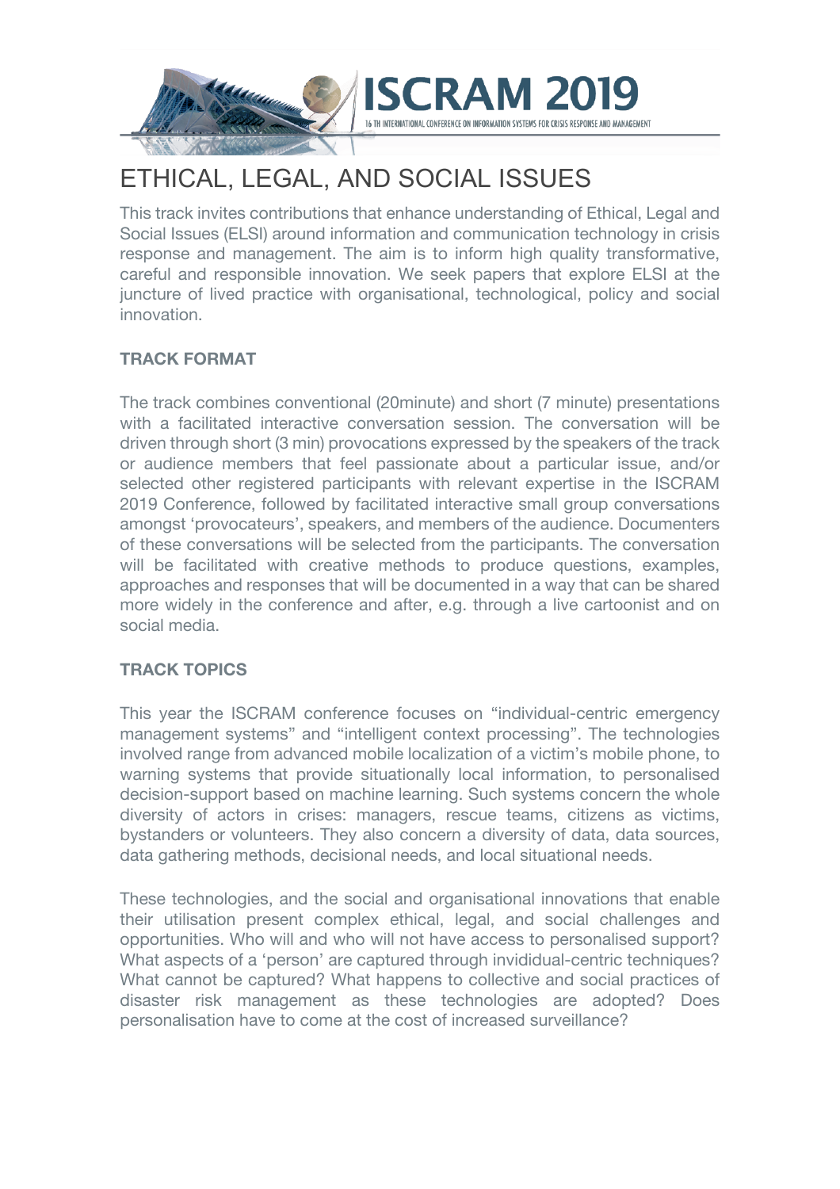# ETHICAL, LEGAL, AND SOCIAL ISSUES

This track invites contributions that enhance understanding of Ethical, Legal and Social Issues (ELSI) around information and communication technology in crisis response and management. The aim is to inform high quality transformative, careful and responsible innovation. We seek papers that explore ELSI at the juncture of lived practice with organisational, technological, policy and social innovation.

## TRACK FORMAT

The track combines conventional (20minute) and short (7 minute) presentations with a facilitated interactive conversation session. The conversation will be driven through short (3 min) provocations expressed by the speakers of the track or audience members that feel passionate about a particular issue, and/or selected other registered participants with relevant expertise in the ISCRAM 2019 Conference, followed by facilitated interactive small group conversations amongst 'provocateurs', speakers, and members of the audience. Documenters of these conversations will be selected from the participants. The conversation will be facilitated with creative methods to produce questions, examples, approaches and responses that will be documented in a way that can be shared more widely in the conference and after, e.g. through a live cartoonist and on social media.

## TRACK TOPICS

This year the ISCRAM conference focuses on "individual-centric emergency management systems" and "intelligent context processing". The technologies involved range from advanced mobile localization of a victim's mobile phone, to warning systems that provide situationally local information, to personalised decision-support based on machine learning. Such systems concern the whole diversity of actors in crises: managers, rescue teams, citizens as victims, bystanders or volunteers. They also concern a diversity of data, data sources, data gathering methods, decisional needs, and local situational needs.

These technologies, and the social and organisational innovations that enable their utilisation present complex ethical, legal, and social challenges and opportunities. Who will and who will not have access to personalised support? What aspects of a 'person' are captured through invididual-centric techniques? What cannot be captured? What happens to collective and social practices of disaster risk management as these technologies are adopted? Does personalisation have to come at the cost of increased surveillance?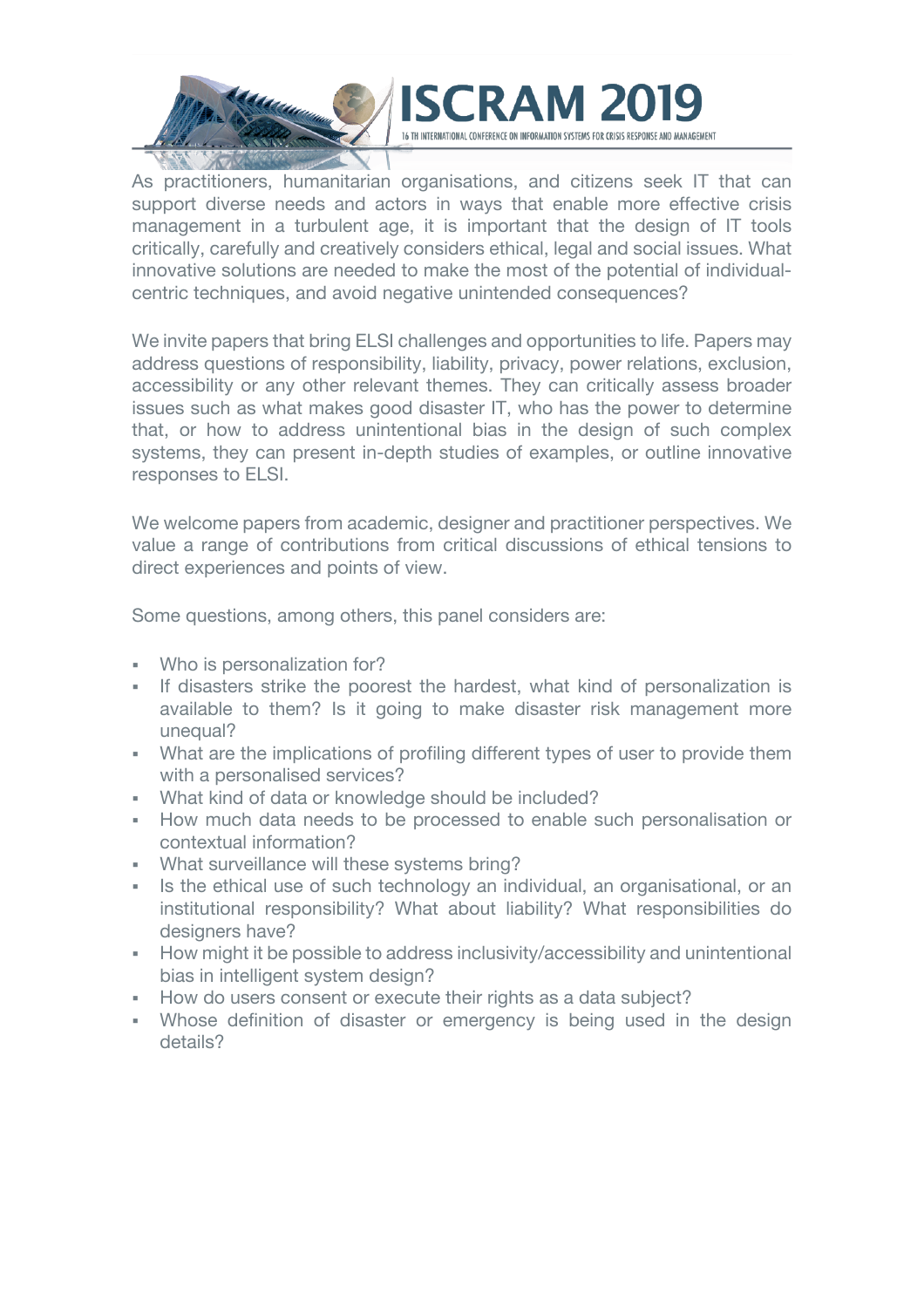As practitioners, humanitarian organisations, and citizens seek IT that can support diverse needs and actors in ways that enable more effective crisis management in a turbulent age, it is important that the design of IT tools critically, carefully and creatively considers ethical, legal and social issues. What innovative solutions are needed to make the most of the potential of individual-centric techniques, and avoid negative unintended consequences?

We invite papers that bring ELSI challenges and opportunities to life. Papers may address questions of responsibility, liability, privacy, power relations, exclusion, accessibility or any other relevant themes. They can critically assess broader issues such as what makes good disaster IT, who has the power to determine that, or how to address unintentional bias in the design of such complex systems, they can present in-depth studies of examples, or outline innovative responses to ELSI.

We welcome papers from academic, designer and practitioner perspectives. We value a range of contributions from critical discussions of ethical tensions to direct experiences and points of view.

Some questions, among others, this panel considers are:

- Who is personalization for?
- If disasters strike the poorest the hardest, what kind of personalization is available to them? Is it going to make disaster risk management more unequal?
- What are the implications of profiling different types of user to provide them with a personalised services?
- What kind of data or knowledge should be included?
- How much data needs to be processed to enable such personalisation or contextual information?
- What surveillance will these systems bring?
- Is the ethical use of such technology an individual, an organisational, or an institutional responsibility? What about liability? What responsibilities do designers have?
- How might it be possible to address inclusivity/accessibility and unintentional bias in intelligent system design?
- How do users consent or execute their rights as a data subject?
- Whose definition of disaster or emergency is being used in the design details?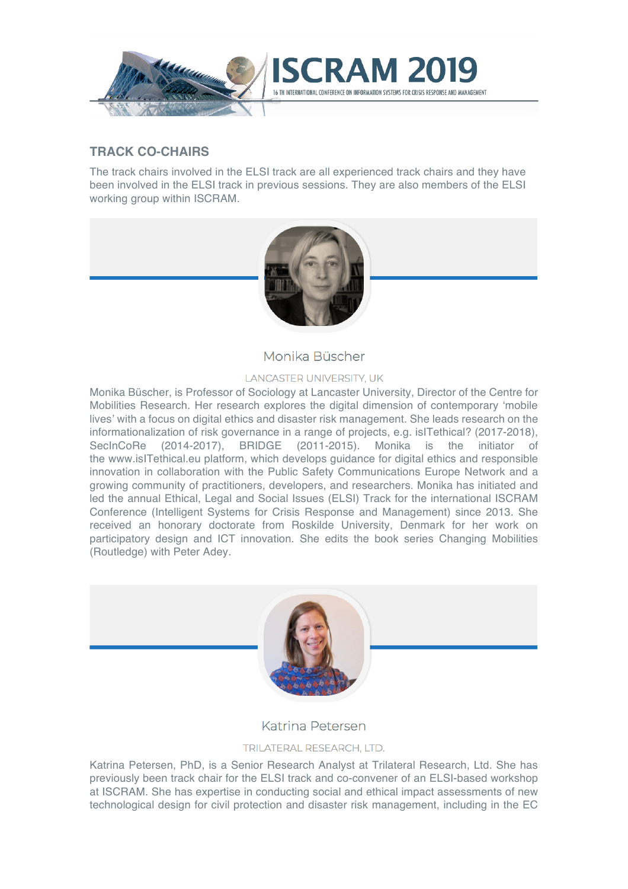## TRACK CO-CHAIRS

The track chairs involved in the ELSI track are all experienced track chairs and they have been involved in the ELSI track in previous sessions. They are also members of the ELSI working group within ISCRAM.

### Monika Büscher

LANCASTER UNIVERSITY, UK

Monika Büscher, is Professor of Sociology at Lancaster University, Director of the Centre for Mobilities Research. Her research explores the digital dimension of contemporary 'mobile lives' with a focus on digital ethics and disaster risk management. She leads research on the informationalization of risk governance in a range of projects, e.g. isITethical? (2017-2018), SecInCoRe (2014-2017), BRIDGE (2011-2015). Monika is the initiator of the www.isITethical.eu platform, which develops guidance for digital ethics and responsible innovation in collaboration with the Public Safety Communications Europe Network and a growing community of practitioners, developers, and researchers. Monika has initiated and led the annual Ethical, Legal and Social Issues (ELSI) Track for the international ISCRAM Conference (Intelligent Systems for Crisis Response and Management) since 2013. She received an honorary doctorate from Roskilde University, Denmark for her work on participatory design and ICT innovation. She edits the book series Changing Mobilities (Routledge) with Peter Adey.

### Katrina Petersen

TRILATERAL RESEARCH, LTD.

Katrina Petersen, PhD, is a Senior Research Analyst at Trilateral Research, Ltd. She has previously been track chair for the ELSI track and co-convener of an ELSI-based workshop at ISCRAM. She has expertise in conducting social and ethical impact assessments of new technological design for civil protection and disaster risk management, including in the EC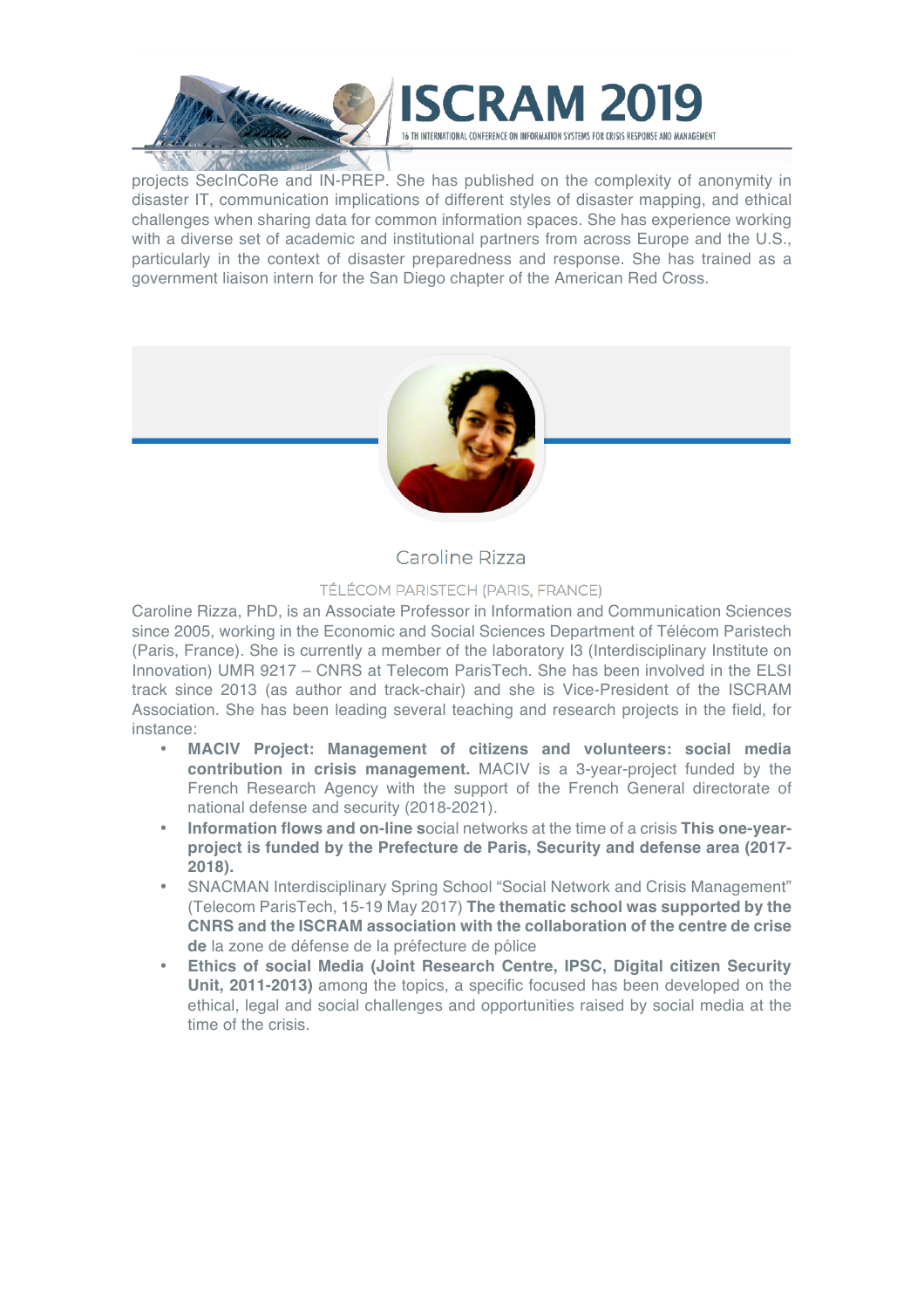projects SecInCoRe and IN-PREP. She has published on the complexity of anonymity in disaster IT, communication implications of different styles of disaster mapping, and ethical challenges when sharing data for common information spaces. She has experience working with a diverse set of academic and institutional partners from across Europe and the U.S., particularly in the context of disaster preparedness and response. She has trained as a government liaison intern for the San Diego chapter of the American Red Cross.

## Caroline Rizza

TÉLÉCOM PARISTECH (PARIS, FRANCE)

Caroline Rizza, PhD, is an Associate Professor in Information and Communication Sciences since 2005, working in the Economic and Social Sciences Department of Télécom Paristech (Paris, France). She is currently a member of the laboratory I3 (Interdisciplinary Institute on Innovation) UMR 9217 – CNRS at Telecom ParisTech. She has been involved in the ELSI track since 2013 (as author and track-chair) and she is Vice-President of the ISCRAM Association. She has been leading several teaching and research projects in the field, for instance:

- **MACIV Project: Management of citizens and volunteers: social media contribution in crisis management.** MACIV is a 3-year-project funded by the French Research Agency with the support of the French General directorate of national defense and security (2018-2021).
- **Information flows and on-line s**ocial networks at the time of a crisis **This one-year-project is funded by the Prefecture de Paris, Security and defense area (2017-2018).**
- SNACMAN Interdisciplinary Spring School "Social Network and Crisis Management" (Telecom ParisTech, 15-19 May 2017) **The thematic school was supported by the CNRS and the ISCRAM association with the collaboration of the centre de crise de** la zone de défense de la préfecture de pólice
- **Ethics of social Media (Joint Research Centre, IPSC, Digital citizen Security Unit, 2011-2013)** among the topics, a specific focused has been developed on the ethical, legal and social challenges and opportunities raised by social media at the time of the crisis.